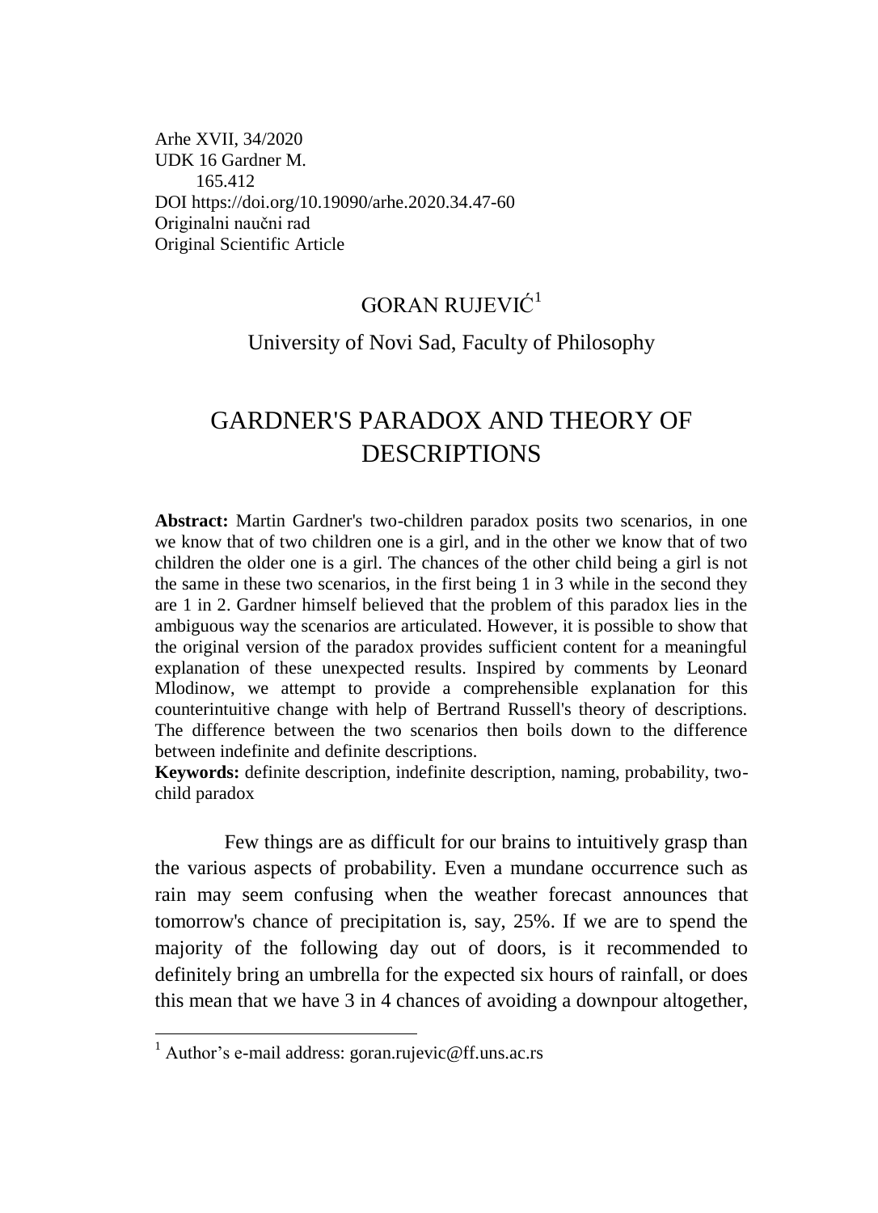Arhe XVII, 34/2020
UDK 16 Gardner M.
165.412
DOI https://doi.org/10.19090/arhe.2020.34.47-60
Originalni naučni rad
Original Scientific Article

GORAN RUJEVIĆ[1]

University of Novi Sad, Faculty of Philosophy

# GARDNER'S PARADOX AND THEORY OF DESCRIPTIONS

**Abstract:** Martin Gardner's two-children paradox posits two scenarios, in one we know that of two children one is a girl, and in the other we know that of two children the older one is a girl. The chances of the other child being a girl is not the same in these two scenarios, in the first being 1 in 3 while in the second they are 1 in 2. Gardner himself believed that the problem of this paradox lies in the ambiguous way the scenarios are articulated. However, it is possible to show that the original version of the paradox provides sufficient content for a meaningful explanation of these unexpected results. Inspired by comments by Leonard Mlodinow, we attempt to provide a comprehensible explanation for this counterintuitive change with help of Bertrand Russell's theory of descriptions. The difference between the two scenarios then boils down to the difference between indefinite and definite descriptions.

**Keywords:** definite description, indefinite description, naming, probability, two-child paradox

Few things are as difficult for our brains to intuitively grasp than the various aspects of probability. Even a mundane occurrence such as rain may seem confusing when the weather forecast announces that tomorrow's chance of precipitation is, say, 25%. If we are to spend the majority of the following day out of doors, is it recommended to definitely bring an umbrella for the expected six hours of rainfall, or does this mean that we have 3 in 4 chances of avoiding a downpour altogether,

[1] Author's e-mail address: goran.rujevic@ff.uns.ac.rs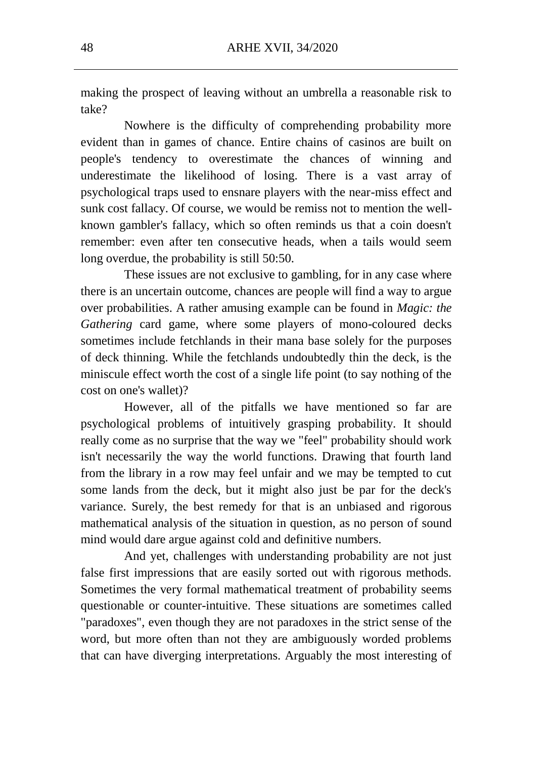making the prospect of leaving without an umbrella a reasonable risk to take?

Nowhere is the difficulty of comprehending probability more evident than in games of chance. Entire chains of casinos are built on people's tendency to overestimate the chances of winning and underestimate the likelihood of losing. There is a vast array of psychological traps used to ensnare players with the near-miss effect and sunk cost fallacy. Of course, we would be remiss not to mention the well-known gambler's fallacy, which so often reminds us that a coin doesn't remember: even after ten consecutive heads, when a tails would seem long overdue, the probability is still 50:50.

These issues are not exclusive to gambling, for in any case where there is an uncertain outcome, chances are people will find a way to argue over probabilities. A rather amusing example can be found in *Magic: the Gathering* card game, where some players of mono-coloured decks sometimes include fetchlands in their mana base solely for the purposes of deck thinning. While the fetchlands undoubtedly thin the deck, is the miniscule effect worth the cost of a single life point (to say nothing of the cost on one's wallet)?

However, all of the pitfalls we have mentioned so far are psychological problems of intuitively grasping probability. It should really come as no surprise that the way we "feel" probability should work isn't necessarily the way the world functions. Drawing that fourth land from the library in a row may feel unfair and we may be tempted to cut some lands from the deck, but it might also just be par for the deck's variance. Surely, the best remedy for that is an unbiased and rigorous mathematical analysis of the situation in question, as no person of sound mind would dare argue against cold and definitive numbers.

And yet, challenges with understanding probability are not just false first impressions that are easily sorted out with rigorous methods. Sometimes the very formal mathematical treatment of probability seems questionable or counter-intuitive. These situations are sometimes called "paradoxes", even though they are not paradoxes in the strict sense of the word, but more often than not they are ambiguously worded problems that can have diverging interpretations. Arguably the most interesting of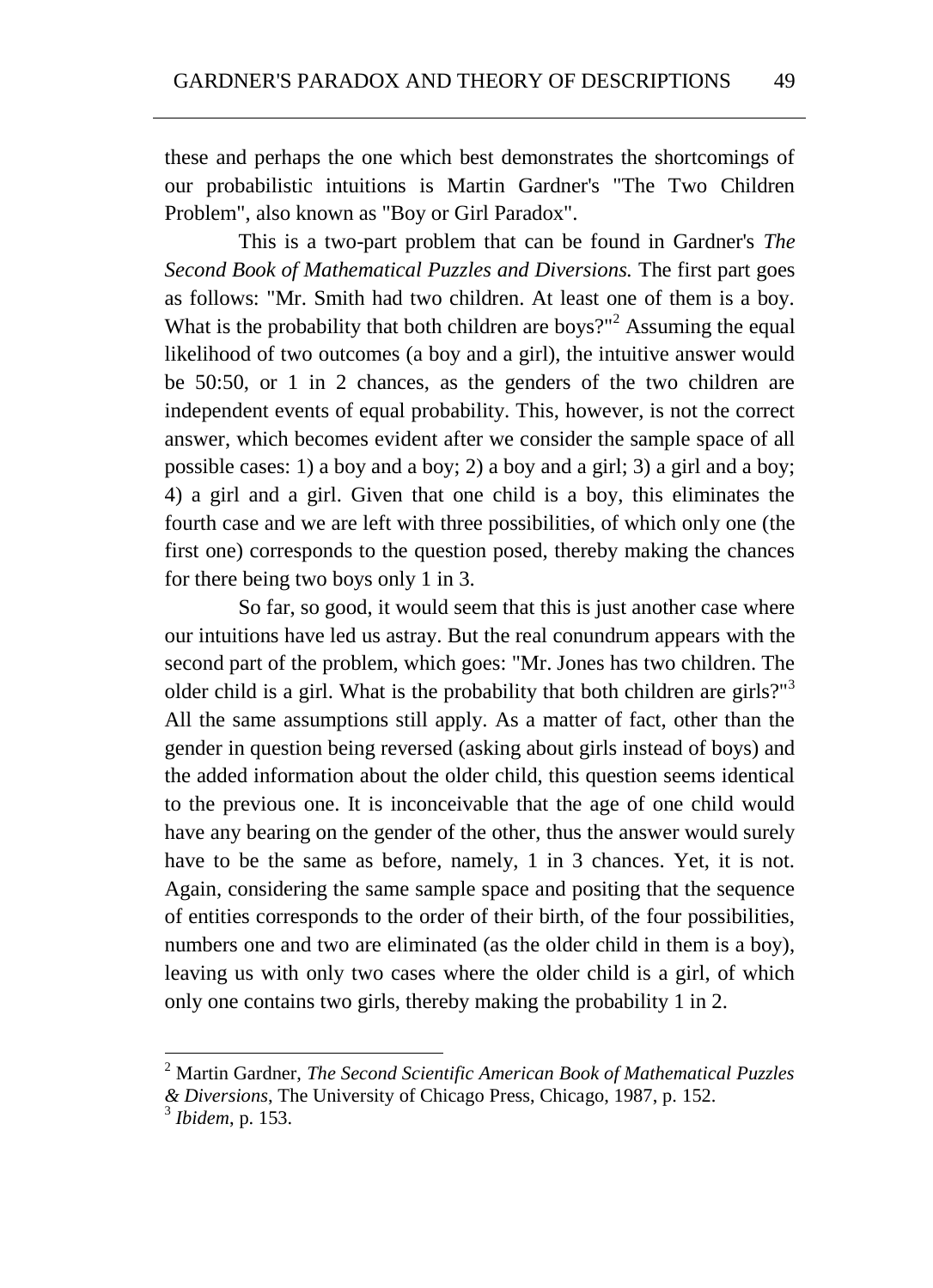these and perhaps the one which best demonstrates the shortcomings of our probabilistic intuitions is Martin Gardner's "The Two Children Problem", also known as "Boy or Girl Paradox".

This is a two-part problem that can be found in Gardner's *The Second Book of Mathematical Puzzles and Diversions.* The first part goes as follows: "Mr. Smith had two children. At least one of them is a boy. What is the probability that both children are boys?"[2] Assuming the equal likelihood of two outcomes (a boy and a girl), the intuitive answer would be 50:50, or 1 in 2 chances, as the genders of the two children are independent events of equal probability. This, however, is not the correct answer, which becomes evident after we consider the sample space of all possible cases: 1) a boy and a boy; 2) a boy and a girl; 3) a girl and a boy; 4) a girl and a girl. Given that one child is a boy, this eliminates the fourth case and we are left with three possibilities, of which only one (the first one) corresponds to the question posed, thereby making the chances for there being two boys only 1 in 3.

So far, so good, it would seem that this is just another case where our intuitions have led us astray. But the real conundrum appears with the second part of the problem, which goes: "Mr. Jones has two children. The older child is a girl. What is the probability that both children are girls?"[3] All the same assumptions still apply. As a matter of fact, other than the gender in question being reversed (asking about girls instead of boys) and the added information about the older child, this question seems identical to the previous one. It is inconceivable that the age of one child would have any bearing on the gender of the other, thus the answer would surely have to be the same as before, namely, 1 in 3 chances. Yet, it is not. Again, considering the same sample space and positing that the sequence of entities corresponds to the order of their birth, of the four possibilities, numbers one and two are eliminated (as the older child in them is a boy), leaving us with only two cases where the older child is a girl, of which only one contains two girls, thereby making the probability 1 in 2.

---

[2] Martin Gardner, *The Second Scientific American Book of Mathematical Puzzles & Diversions*, The University of Chicago Press, Chicago, 1987, p. 152.

[3] *Ibidem*, p. 153.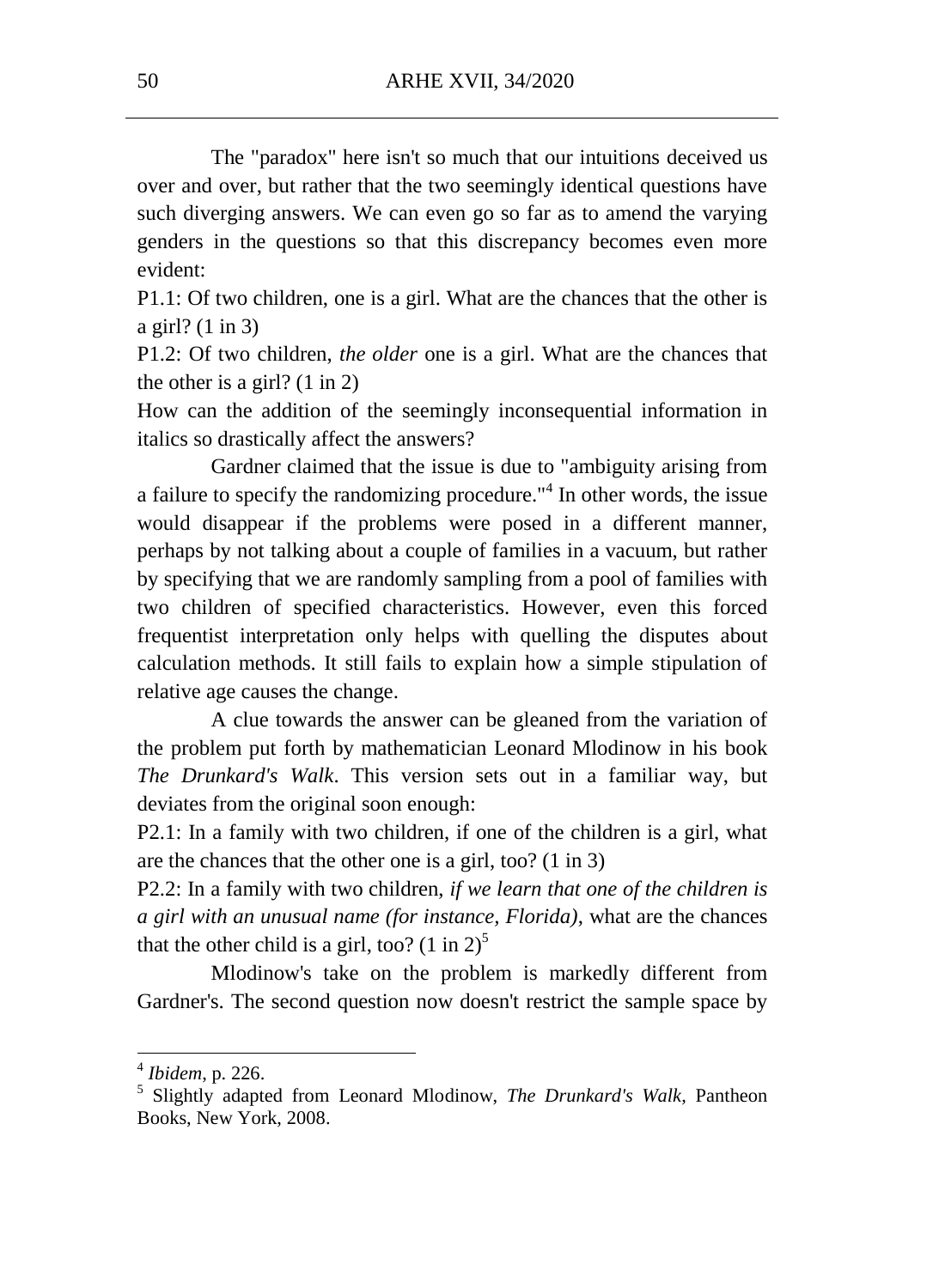The "paradox" here isn't so much that our intuitions deceived us over and over, but rather that the two seemingly identical questions have such diverging answers. We can even go so far as to amend the varying genders in the questions so that this discrepancy becomes even more evident:

P1.1: Of two children, one is a girl. What are the chances that the other is a girl? (1 in 3)

P1.2: Of two children, *the older* one is a girl. What are the chances that the other is a girl? (1 in 2)

How can the addition of the seemingly inconsequential information in italics so drastically affect the answers?

Gardner claimed that the issue is due to "ambiguity arising from a failure to specify the randomizing procedure."[4] In other words, the issue would disappear if the problems were posed in a different manner, perhaps by not talking about a couple of families in a vacuum, but rather by specifying that we are randomly sampling from a pool of families with two children of specified characteristics. However, even this forced frequentist interpretation only helps with quelling the disputes about calculation methods. It still fails to explain how a simple stipulation of relative age causes the change.

A clue towards the answer can be gleaned from the variation of the problem put forth by mathematician Leonard Mlodinow in his book *The Drunkard's Walk*. This version sets out in a familiar way, but deviates from the original soon enough:

P2.1: In a family with two children, if one of the children is a girl, what are the chances that the other one is a girl, too? (1 in 3)

P2.2: In a family with two children, *if we learn that one of the children is a girl with an unusual name (for instance, Florida)*, what are the chances that the other child is a girl, too? (1 in 2)[5]

Mlodinow's take on the problem is markedly different from Gardner's. The second question now doesn't restrict the sample space by

---

[4] *Ibidem*, p. 226.

[5] Slightly adapted from Leonard Mlodinow, *The Drunkard's Walk*, Pantheon Books, New York, 2008.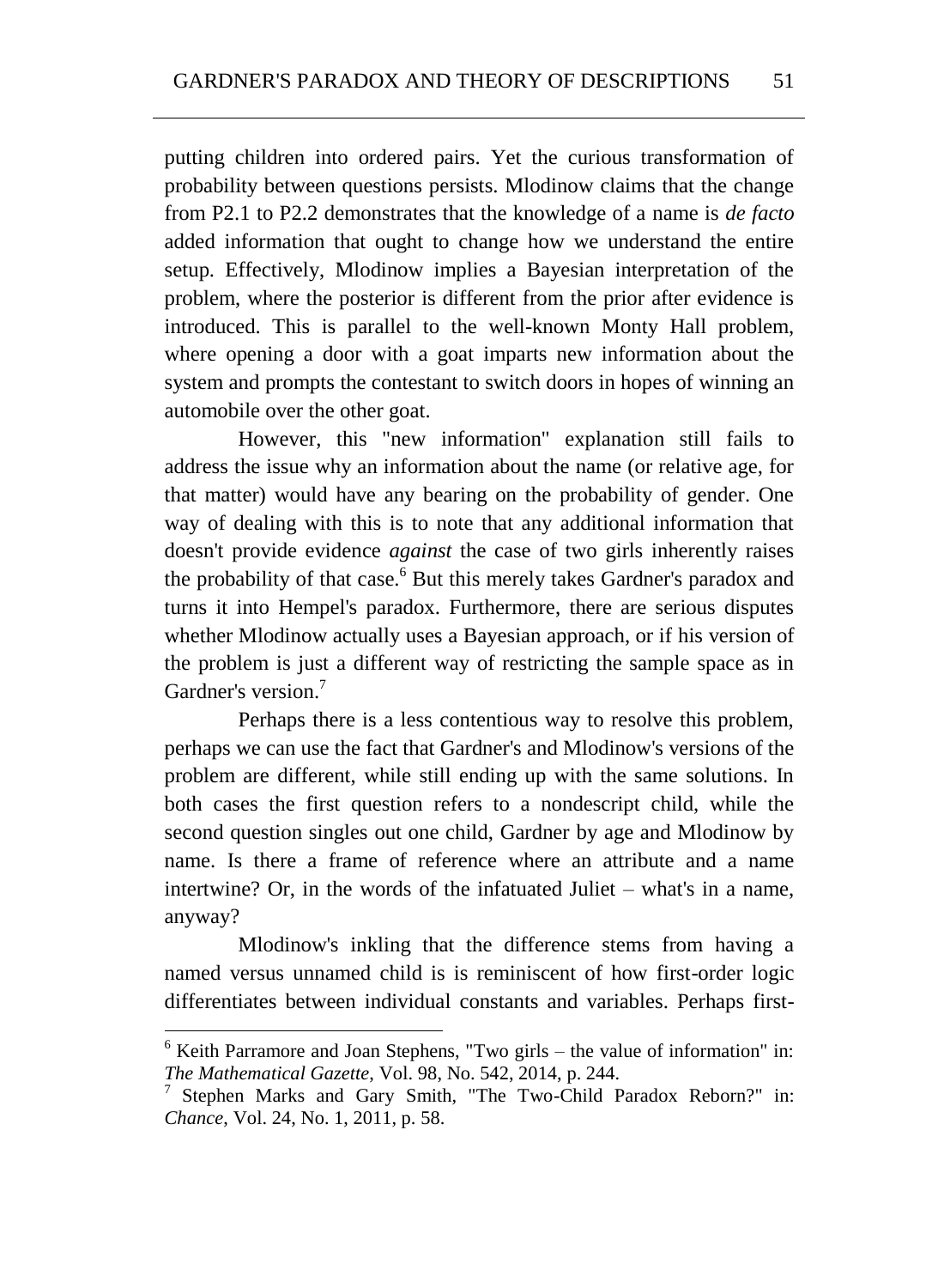putting children into ordered pairs. Yet the curious transformation of probability between questions persists. Mlodinow claims that the change from P2.1 to P2.2 demonstrates that the knowledge of a name is *de facto* added information that ought to change how we understand the entire setup. Effectively, Mlodinow implies a Bayesian interpretation of the problem, where the posterior is different from the prior after evidence is introduced. This is parallel to the well-known Monty Hall problem, where opening a door with a goat imparts new information about the system and prompts the contestant to switch doors in hopes of winning an automobile over the other goat.

However, this "new information" explanation still fails to address the issue why an information about the name (or relative age, for that matter) would have any bearing on the probability of gender. One way of dealing with this is to note that any additional information that doesn't provide evidence *against* the case of two girls inherently raises the probability of that case.[6] But this merely takes Gardner's paradox and turns it into Hempel's paradox. Furthermore, there are serious disputes whether Mlodinow actually uses a Bayesian approach, or if his version of the problem is just a different way of restricting the sample space as in Gardner's version.[7]

Perhaps there is a less contentious way to resolve this problem, perhaps we can use the fact that Gardner's and Mlodinow's versions of the problem are different, while still ending up with the same solutions. In both cases the first question refers to a nondescript child, while the second question singles out one child, Gardner by age and Mlodinow by name. Is there a frame of reference where an attribute and a name intertwine? Or, in the words of the infatuated Juliet – what's in a name, anyway?

Mlodinow's inkling that the difference stems from having a named versus unnamed child is is reminiscent of how first-order logic differentiates between individual constants and variables. Perhaps first-

---

[6] Keith Parramore and Joan Stephens, "Two girls – the value of information" in: *The Mathematical Gazette*, Vol. 98, No. 542, 2014, p. 244.

[7] Stephen Marks and Gary Smith, "The Two-Child Paradox Reborn?" in: *Chance*, Vol. 24, No. 1, 2011, p. 58.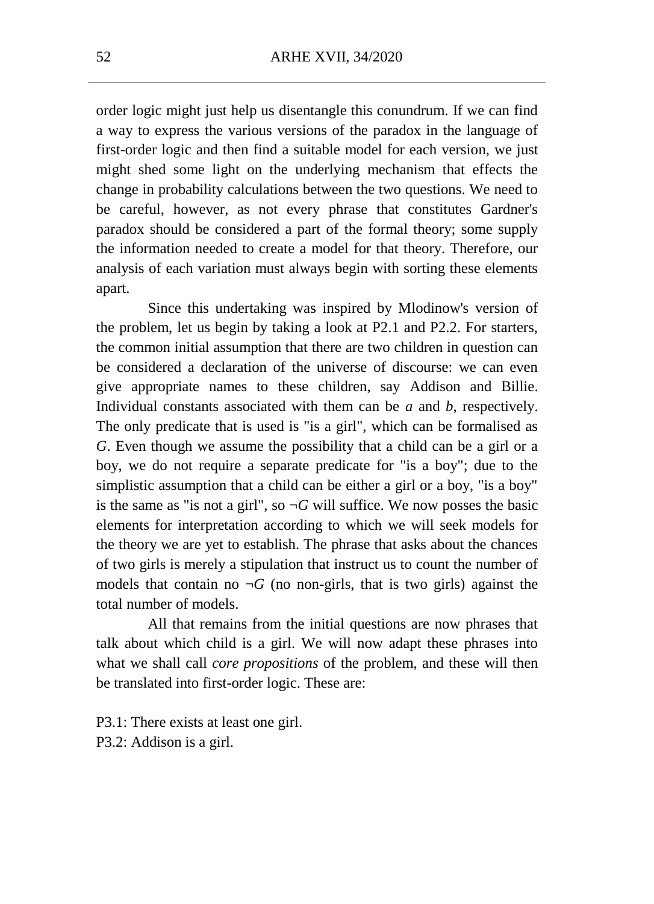order logic might just help us disentangle this conundrum. If we can find a way to express the various versions of the paradox in the language of first-order logic and then find a suitable model for each version, we just might shed some light on the underlying mechanism that effects the change in probability calculations between the two questions. We need to be careful, however, as not every phrase that constitutes Gardner's paradox should be considered a part of the formal theory; some supply the information needed to create a model for that theory. Therefore, our analysis of each variation must always begin with sorting these elements apart.

Since this undertaking was inspired by Mlodinow's version of the problem, let us begin by taking a look at P2.1 and P2.2. For starters, the common initial assumption that there are two children in question can be considered a declaration of the universe of discourse: we can even give appropriate names to these children, say Addison and Billie. Individual constants associated with them can be $a$ and $b$, respectively. The only predicate that is used is "is a girl", which can be formalised as $G$. Even though we assume the possibility that a child can be a girl or a boy, we do not require a separate predicate for "is a boy"; due to the simplistic assumption that a child can be either a girl or a boy, "is a boy" is the same as "is not a girl", so $\neg G$ will suffice. We now posses the basic elements for interpretation according to which we will seek models for the theory we are yet to establish. The phrase that asks about the chances of two girls is merely a stipulation that instruct us to count the number of models that contain no $\neg G$ (no non-girls, that is two girls) against the total number of models.

All that remains from the initial questions are now phrases that talk about which child is a girl. We will now adapt these phrases into what we shall call *core propositions* of the problem, and these will then be translated into first-order logic. These are:

P3.1: There exists at least one girl.
P3.2: Addison is a girl.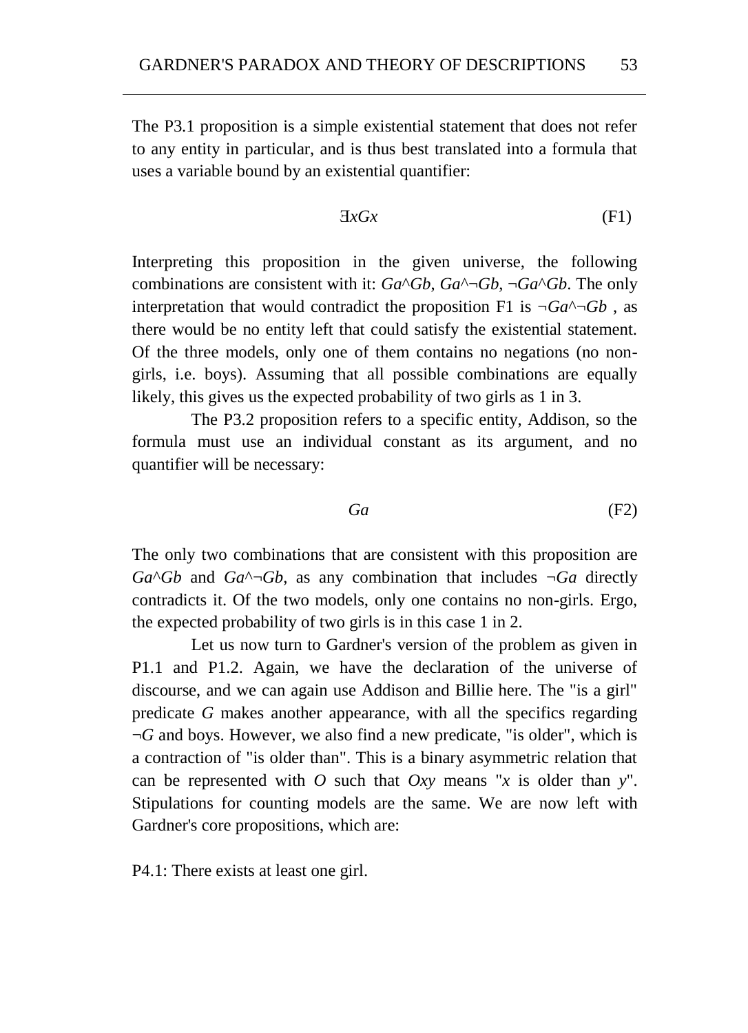The P3.1 proposition is a simple existential statement that does not refer to any entity in particular, and is thus best translated into a formula that uses a variable bound by an existential quantifier:

$$\exists xGx \tag{F1}$$

Interpreting this proposition in the given universe, the following combinations are consistent with it: $Ga \wedge Gb$, $Ga \wedge \neg Gb$, $\neg Ga \wedge Gb$. The only interpretation that would contradict the proposition F1 is $\neg Ga \wedge \neg Gb$ , as there would be no entity left that could satisfy the existential statement. Of the three models, only one of them contains no negations (no non-girls, i.e. boys). Assuming that all possible combinations are equally likely, this gives us the expected probability of two girls as 1 in 3.

The P3.2 proposition refers to a specific entity, Addison, so the formula must use an individual constant as its argument, and no quantifier will be necessary:

$$Ga \tag{F2}$$

The only two combinations that are consistent with this proposition are $Ga \wedge Gb$ and $Ga \wedge \neg Gb$, as any combination that includes $\neg Ga$ directly contradicts it. Of the two models, only one contains no non-girls. Ergo, the expected probability of two girls is in this case 1 in 2.

Let us now turn to Gardner's version of the problem as given in P1.1 and P1.2. Again, we have the declaration of the universe of discourse, and we can again use Addison and Billie here. The "is a girl" predicate $G$ makes another appearance, with all the specifics regarding $\neg G$ and boys. However, we also find a new predicate, "is older", which is a contraction of "is older than". This is a binary asymmetric relation that can be represented with $O$ such that $Oxy$ means "$x$ is older than $y$". Stipulations for counting models are the same. We are now left with Gardner's core propositions, which are:

P4.1: There exists at least one girl.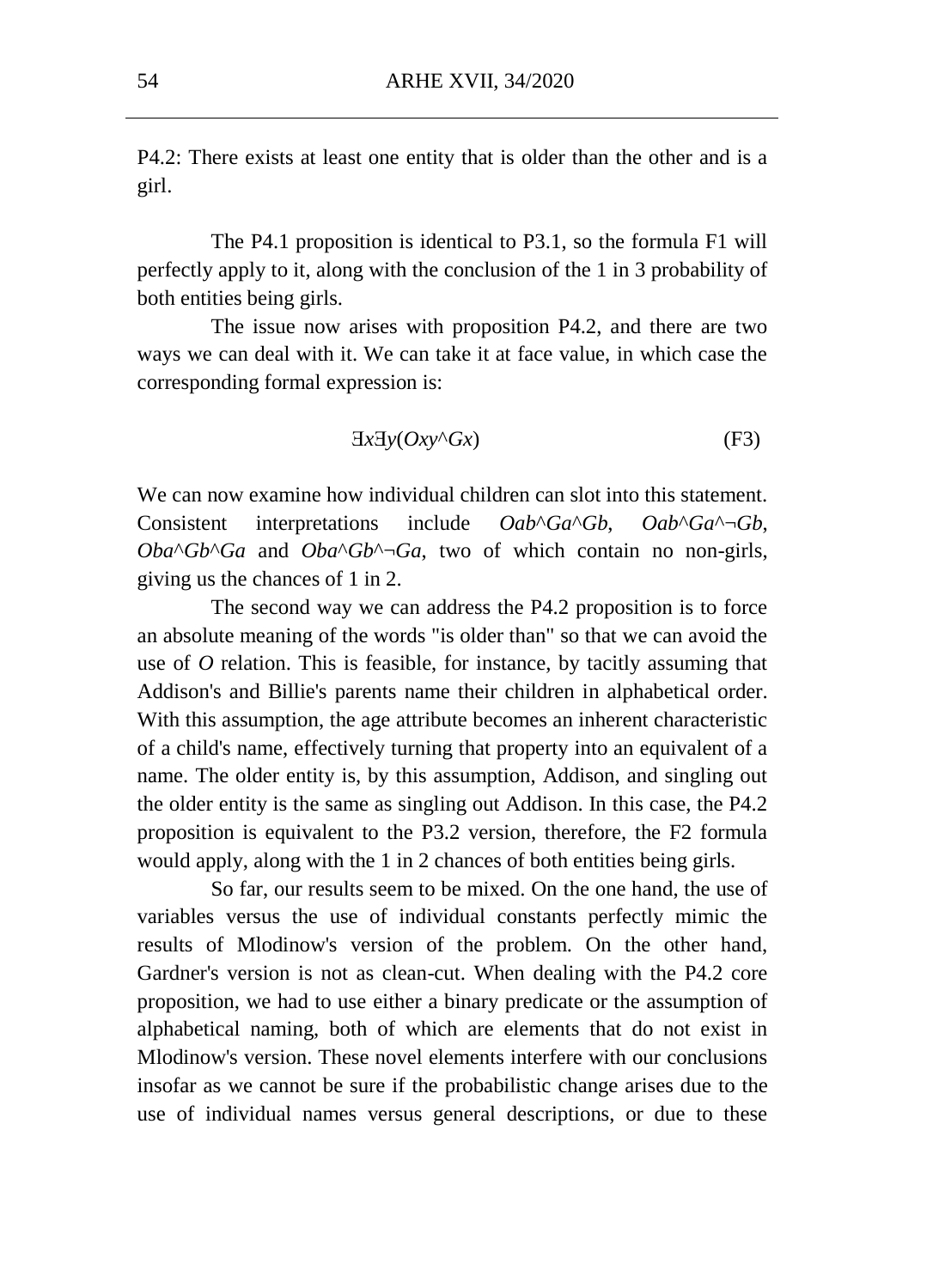P4.2: There exists at least one entity that is older than the other and is a girl.

The P4.1 proposition is identical to P3.1, so the formula F1 will perfectly apply to it, along with the conclusion of the 1 in 3 probability of both entities being girls.

The issue now arises with proposition P4.2, and there are two ways we can deal with it. We can take it at face value, in which case the corresponding formal expression is:

$$\exists x \exists y (Oxy \wedge Gx) \qquad \text{(F3)}$$

We can now examine how individual children can slot into this statement. Consistent interpretations include $Oab \wedge Ga \wedge Gb$, $Oab \wedge Ga \wedge \neg Gb$, $Oba \wedge Gb \wedge Ga$ and $Oba \wedge Gb \wedge \neg Ga$, two of which contain no non-girls, giving us the chances of 1 in 2.

The second way we can address the P4.2 proposition is to force an absolute meaning of the words "is older than" so that we can avoid the use of *O* relation. This is feasible, for instance, by tacitly assuming that Addison's and Billie's parents name their children in alphabetical order. With this assumption, the age attribute becomes an inherent characteristic of a child's name, effectively turning that property into an equivalent of a name. The older entity is, by this assumption, Addison, and singling out the older entity is the same as singling out Addison. In this case, the P4.2 proposition is equivalent to the P3.2 version, therefore, the F2 formula would apply, along with the 1 in 2 chances of both entities being girls.

So far, our results seem to be mixed. On the one hand, the use of variables versus the use of individual constants perfectly mimic the results of Mlodinow's version of the problem. On the other hand, Gardner's version is not as clean-cut. When dealing with the P4.2 core proposition, we had to use either a binary predicate or the assumption of alphabetical naming, both of which are elements that do not exist in Mlodinow's version. These novel elements interfere with our conclusions insofar as we cannot be sure if the probabilistic change arises due to the use of individual names versus general descriptions, or due to these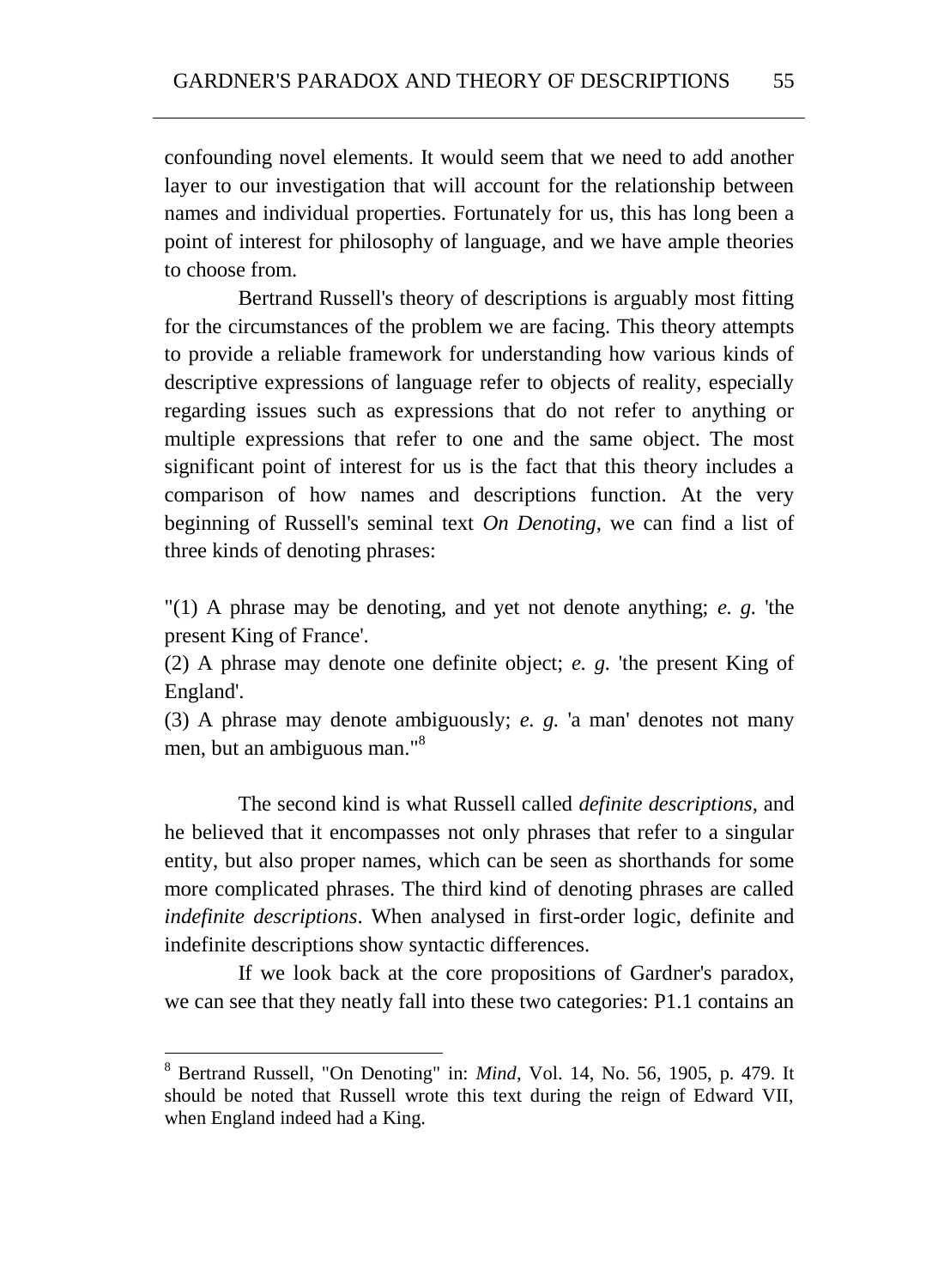confounding novel elements. It would seem that we need to add another layer to our investigation that will account for the relationship between names and individual properties. Fortunately for us, this has long been a point of interest for philosophy of language, and we have ample theories to choose from.

Bertrand Russell's theory of descriptions is arguably most fitting for the circumstances of the problem we are facing. This theory attempts to provide a reliable framework for understanding how various kinds of descriptive expressions of language refer to objects of reality, especially regarding issues such as expressions that do not refer to anything or multiple expressions that refer to one and the same object. The most significant point of interest for us is the fact that this theory includes a comparison of how names and descriptions function. At the very beginning of Russell's seminal text *On Denoting*, we can find a list of three kinds of denoting phrases:

"(1) A phrase may be denoting, and yet not denote anything; *e. g.* 'the present King of France'.
(2) A phrase may denote one definite object; *e. g.* 'the present King of England'.
(3) A phrase may denote ambiguously; *e. g.* 'a man' denotes not many men, but an ambiguous man."[8]

The second kind is what Russell called *definite descriptions*, and he believed that it encompasses not only phrases that refer to a singular entity, but also proper names, which can be seen as shorthands for some more complicated phrases. The third kind of denoting phrases are called *indefinite descriptions*. When analysed in first-order logic, definite and indefinite descriptions show syntactic differences.

If we look back at the core propositions of Gardner's paradox, we can see that they neatly fall into these two categories: P1.1 contains an

[8] Bertrand Russell, "On Denoting" in: *Mind*, Vol. 14, No. 56, 1905, p. 479. It should be noted that Russell wrote this text during the reign of Edward VII, when England indeed had a King.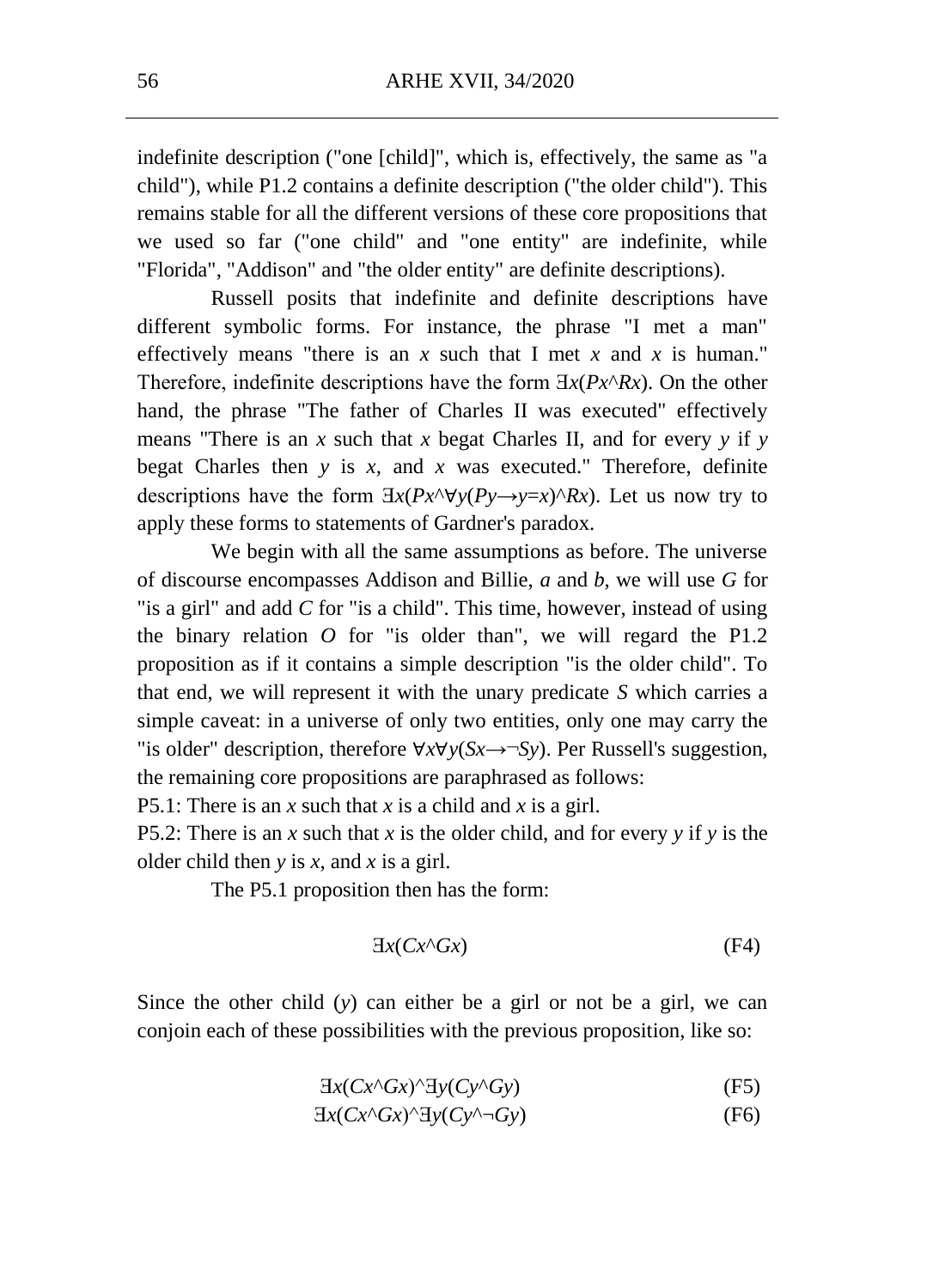indefinite description ("one [child]", which is, effectively, the same as "a child"), while P1.2 contains a definite description ("the older child"). This remains stable for all the different versions of these core propositions that we used so far ("one child" and "one entity" are indefinite, while "Florida", "Addison" and "the older entity" are definite descriptions).

Russell posits that indefinite and definite descriptions have different symbolic forms. For instance, the phrase "I met a man" effectively means "there is an *x* such that I met *x* and *x* is human." Therefore, indefinite descriptions have the form $\exists x(Px \wedge Rx)$. On the other hand, the phrase "The father of Charles II was executed" effectively means "There is an *x* such that *x* begat Charles II, and for every *y* if *y* begat Charles then *y* is *x*, and *x* was executed." Therefore, definite descriptions have the form $\exists x(Px \wedge \forall y(Py \rightarrow y{=}x) \wedge Rx)$. Let us now try to apply these forms to statements of Gardner's paradox.

We begin with all the same assumptions as before. The universe of discourse encompasses Addison and Billie, *a* and *b*, we will use *G* for "is a girl" and add *C* for "is a child". This time, however, instead of using the binary relation *O* for "is older than", we will regard the P1.2 proposition as if it contains a simple description "is the older child". To that end, we will represent it with the unary predicate *S* which carries a simple caveat: in a universe of only two entities, only one may carry the "is older" description, therefore $\forall x \forall y(Sx \rightarrow \neg Sy)$. Per Russell's suggestion, the remaining core propositions are paraphrased as follows:

P5.1: There is an *x* such that *x* is a child and *x* is a girl.

P5.2: There is an *x* such that *x* is the older child, and for every *y* if *y* is the older child then *y* is *x*, and *x* is a girl.

The P5.1 proposition then has the form:

$$\exists x(Cx \wedge Gx) \tag{F4}$$

Since the other child (*y*) can either be a girl or not be a girl, we can conjoin each of these possibilities with the previous proposition, like so:

$$\exists x(Cx \wedge Gx) \wedge \exists y(Cy \wedge Gy) \tag{F5}$$

$$\exists x(Cx \wedge Gx) \wedge \exists y(Cy \wedge \neg Gy) \tag{F6}$$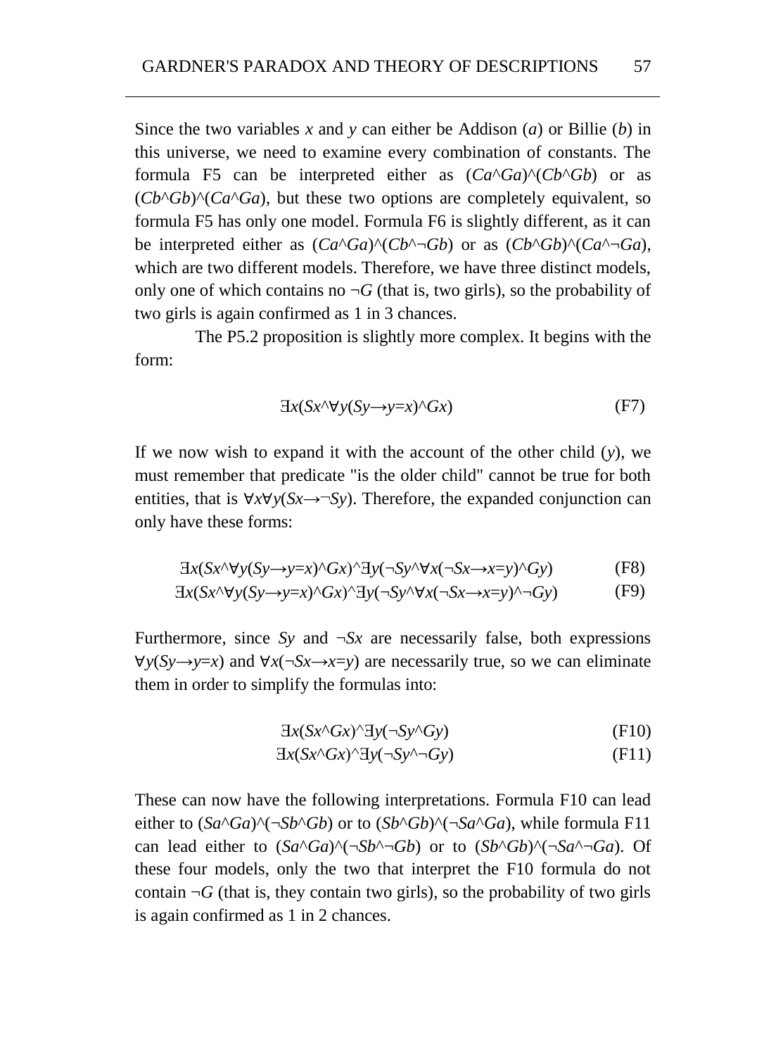Since the two variables $x$ and $y$ can either be Addison ($a$) or Billie ($b$) in this universe, we need to examine every combination of constants. The formula F5 can be interpreted either as $(Ca \wedge Ga) \wedge (Cb \wedge Gb)$ or as $(Cb \wedge Gb) \wedge (Ca \wedge Ga)$, but these two options are completely equivalent, so formula F5 has only one model. Formula F6 is slightly different, as it can be interpreted either as $(Ca \wedge Ga) \wedge (Cb \wedge \neg Gb)$ or as $(Cb \wedge Gb) \wedge (Ca \wedge \neg Ga)$, which are two different models. Therefore, we have three distinct models, only one of which contains no $\neg G$ (that is, two girls), so the probability of two girls is again confirmed as 1 in 3 chances.

The P5.2 proposition is slightly more complex. It begins with the form:

$$\exists x(Sx \wedge \forall y(Sy \rightarrow y=x) \wedge Gx) \tag{F7}$$

If we now wish to expand it with the account of the other child ($y$), we must remember that predicate "is the older child" cannot be true for both entities, that is $\forall x \forall y(Sx \rightarrow \neg Sy)$. Therefore, the expanded conjunction can only have these forms:

$$\exists x(Sx \wedge \forall y(Sy \rightarrow y=x) \wedge Gx) \wedge \exists y(\neg Sy \wedge \forall x(\neg Sx \rightarrow x=y) \wedge Gy) \tag{F8}$$

$$\exists x(Sx \wedge \forall y(Sy \rightarrow y=x) \wedge Gx) \wedge \exists y(\neg Sy \wedge \forall x(\neg Sx \rightarrow x=y) \wedge \neg Gy) \tag{F9}$$

Furthermore, since $Sy$ and $\neg Sx$ are necessarily false, both expressions $\forall y(Sy \rightarrow y=x)$ and $\forall x(\neg Sx \rightarrow x=y)$ are necessarily true, so we can eliminate them in order to simplify the formulas into:

$$\exists x(Sx \wedge Gx) \wedge \exists y(\neg Sy \wedge Gy) \tag{F10}$$

$$\exists x(Sx \wedge Gx) \wedge \exists y(\neg Sy \wedge \neg Gy) \tag{F11}$$

These can now have the following interpretations. Formula F10 can lead either to $(Sa \wedge Ga) \wedge (\neg Sb \wedge Gb)$ or to $(Sb \wedge Gb) \wedge (\neg Sa \wedge Ga)$, while formula F11 can lead either to $(Sa \wedge Ga) \wedge (\neg Sb \wedge \neg Gb)$ or to $(Sb \wedge Gb) \wedge (\neg Sa \wedge \neg Ga)$. Of these four models, only the two that interpret the F10 formula do not contain $\neg G$ (that is, they contain two girls), so the probability of two girls is again confirmed as 1 in 2 chances.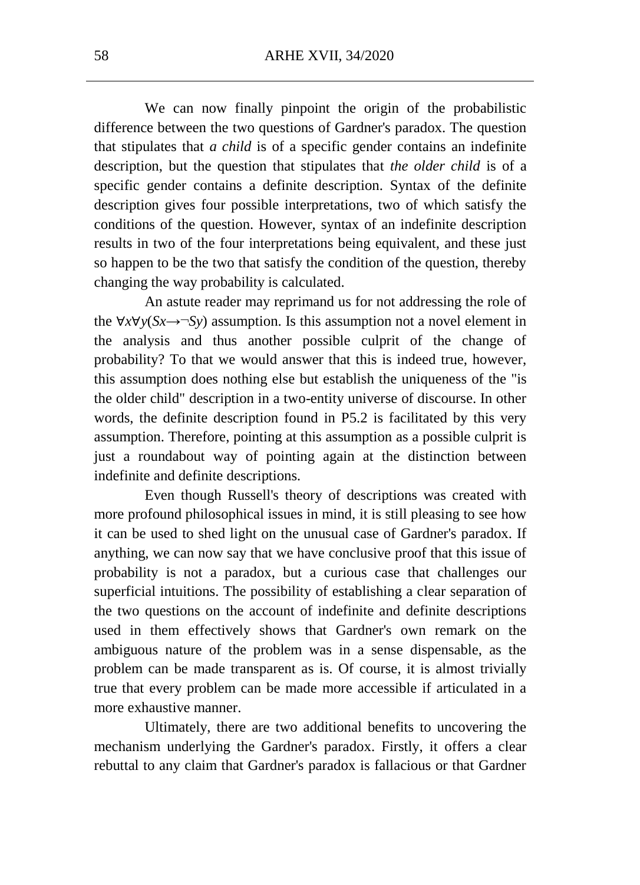We can now finally pinpoint the origin of the probabilistic difference between the two questions of Gardner's paradox. The question that stipulates that *a child* is of a specific gender contains an indefinite description, but the question that stipulates that *the older child* is of a specific gender contains a definite description. Syntax of the definite description gives four possible interpretations, two of which satisfy the conditions of the question. However, syntax of an indefinite description results in two of the four interpretations being equivalent, and these just so happen to be the two that satisfy the condition of the question, thereby changing the way probability is calculated.

An astute reader may reprimand us for not addressing the role of the $\forall x \forall y(Sx \rightarrow \neg Sy)$ assumption. Is this assumption not a novel element in the analysis and thus another possible culprit of the change of probability? To that we would answer that this is indeed true, however, this assumption does nothing else but establish the uniqueness of the "is the older child" description in a two-entity universe of discourse. In other words, the definite description found in P5.2 is facilitated by this very assumption. Therefore, pointing at this assumption as a possible culprit is just a roundabout way of pointing again at the distinction between indefinite and definite descriptions.

Even though Russell's theory of descriptions was created with more profound philosophical issues in mind, it is still pleasing to see how it can be used to shed light on the unusual case of Gardner's paradox. If anything, we can now say that we have conclusive proof that this issue of probability is not a paradox, but a curious case that challenges our superficial intuitions. The possibility of establishing a clear separation of the two questions on the account of indefinite and definite descriptions used in them effectively shows that Gardner's own remark on the ambiguous nature of the problem was in a sense dispensable, as the problem can be made transparent as is. Of course, it is almost trivially true that every problem can be made more accessible if articulated in a more exhaustive manner.

Ultimately, there are two additional benefits to uncovering the mechanism underlying the Gardner's paradox. Firstly, it offers a clear rebuttal to any claim that Gardner's paradox is fallacious or that Gardner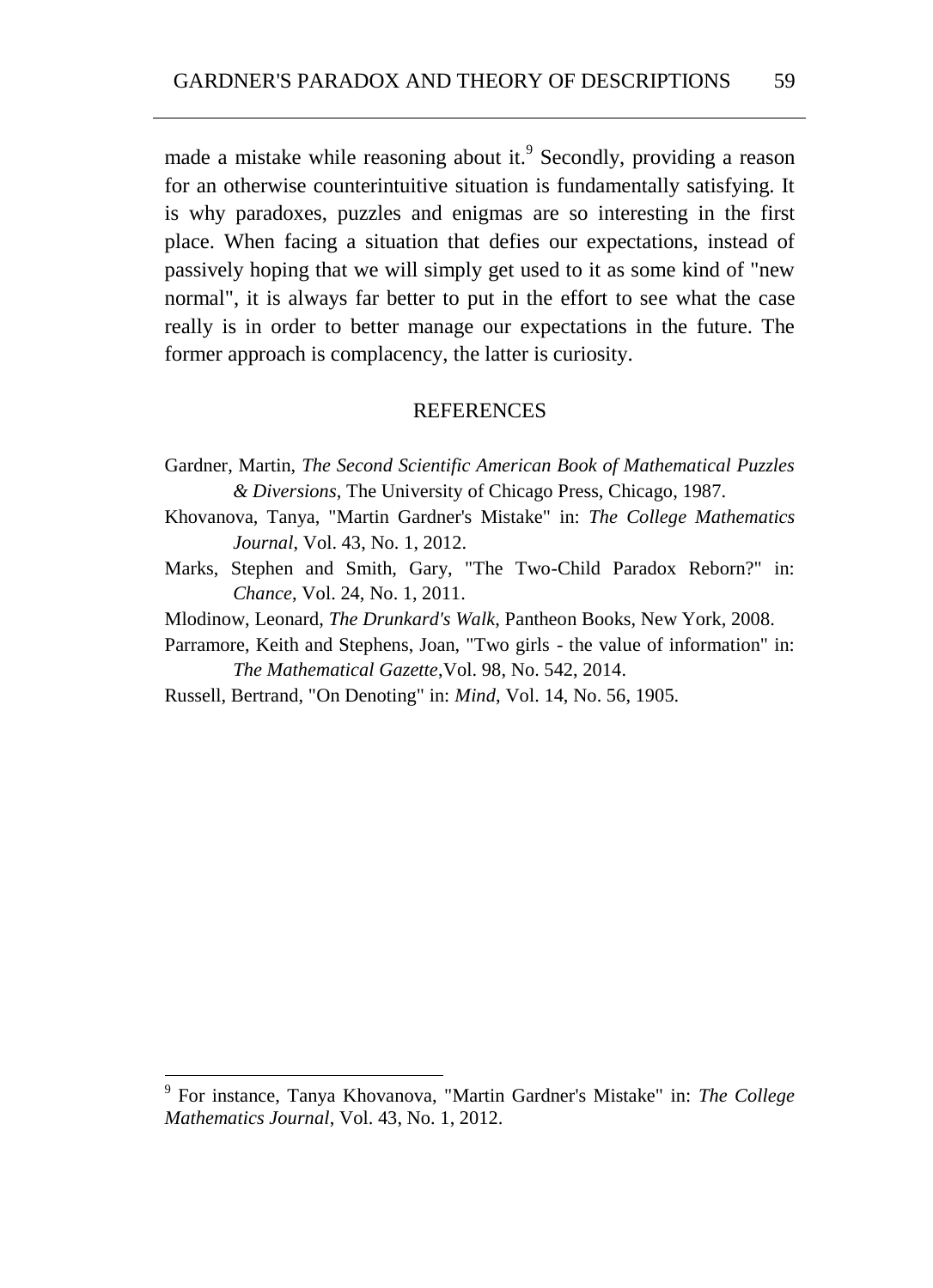made a mistake while reasoning about it.[9] Secondly, providing a reason for an otherwise counterintuitive situation is fundamentally satisfying. It is why paradoxes, puzzles and enigmas are so interesting in the first place. When facing a situation that defies our expectations, instead of passively hoping that we will simply get used to it as some kind of "new normal", it is always far better to put in the effort to see what the case really is in order to better manage our expectations in the future. The former approach is complacency, the latter is curiosity.

## REFERENCES

Gardner, Martin, *The Second Scientific American Book of Mathematical Puzzles & Diversions*, The University of Chicago Press, Chicago, 1987.

Khovanova, Tanya, "Martin Gardner's Mistake" in: *The College Mathematics Journal*, Vol. 43, No. 1, 2012.

Marks, Stephen and Smith, Gary, "The Two-Child Paradox Reborn?" in: *Chance*, Vol. 24, No. 1, 2011.

Mlodinow, Leonard, *The Drunkard's Walk*, Pantheon Books, New York, 2008.

Parramore, Keith and Stephens, Joan, "Two girls - the value of information" in: *The Mathematical Gazette*,Vol. 98, No. 542, 2014.

Russell, Bertrand, "On Denoting" in: *Mind*, Vol. 14, No. 56, 1905.

---

[9] For instance, Tanya Khovanova, "Martin Gardner's Mistake" in: *The College Mathematics Journal*, Vol. 43, No. 1, 2012.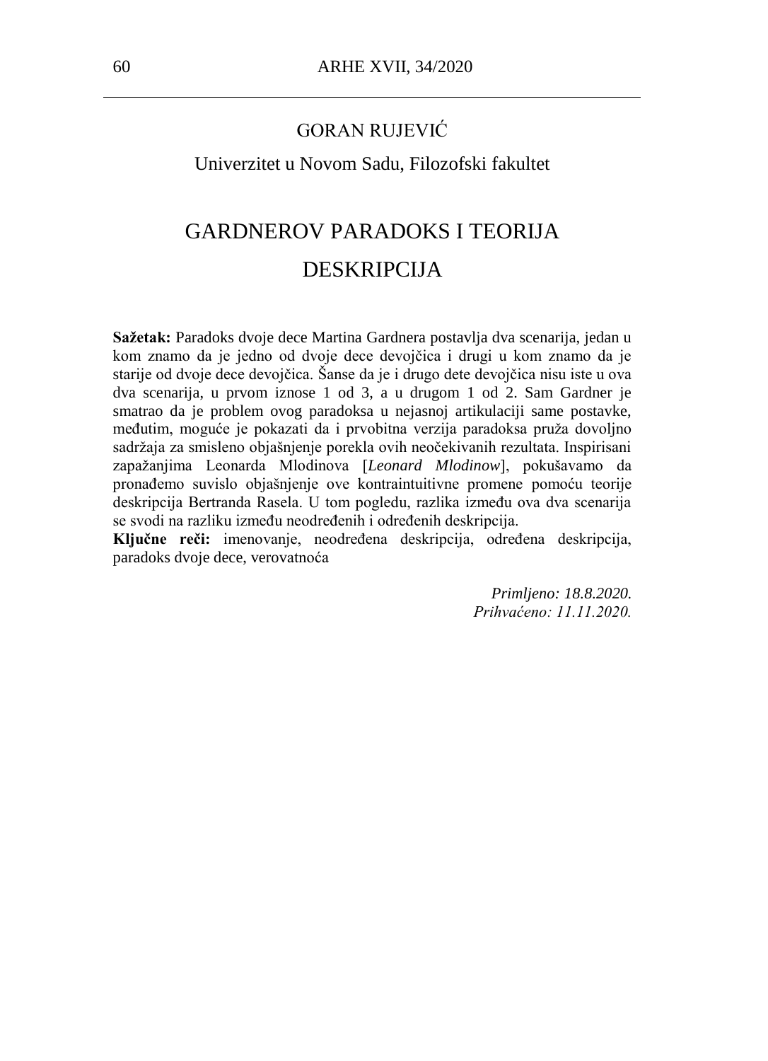GORAN RUJEVIĆ

Univerzitet u Novom Sadu, Filozofski fakultet

# GARDNEROV PARADOKS I TEORIJA DESKRIPCIJA

**Sažetak:** Paradoks dvoje dece Martina Gardnera postavlja dva scenarija, jedan u kom znamo da je jedno od dvoje dece devojčica i drugi u kom znamo da je starije od dvoje dece devojčica. Šanse da je i drugo dete devojčica nisu iste u ova dva scenarija, u prvom iznose 1 od 3, a u drugom 1 od 2. Sam Gardner je smatrao da je problem ovog paradoksa u nejasnoj artikulaciji same postavke, međutim, moguće je pokazati da i prvobitna verzija paradoksa pruža dovoljno sadržaja za smisleno objašnjenje porekla ovih neočekivanih rezultata. Inspirisani zapažanjima Leonarda Mlodinova [*Leonard Mlodinow*], pokušavamo da pronađemo suvislo objašnjenje ove kontraintuitivne promene pomoću teorije deskripcija Bertranda Rasela. U tom pogledu, razlika između ova dva scenarija se svodi na razliku između neodređenih i određenih deskripcija.

**Ključne reči:** imenovanje, neodređena deskripcija, određena deskripcija, paradoks dvoje dece, verovatnoća

*Primljeno: 18.8.2020.*
*Prihvaćeno: 11.11.2020.*